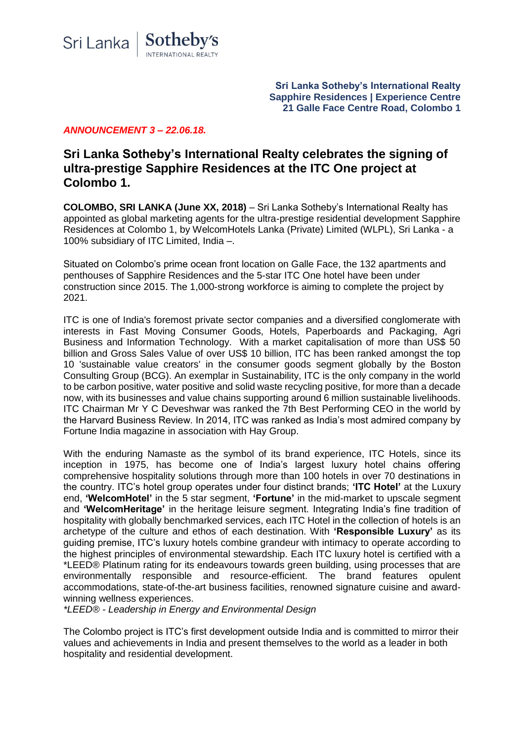Sri Lanka | Sotheby's INTERNATIONAL REALTY

**Sri Lanka Sotheby's International Realty**
**Sapphire Residences | Experience Centre**
**21 Galle Face Centre Road, Colombo 1**

***ANNOUNCEMENT 3 – 22.06.18.***

## Sri Lanka Sotheby's International Realty celebrates the signing of ultra-prestige Sapphire Residences at the ITC One project at Colombo 1.

**COLOMBO, SRI LANKA (June XX, 2018)** – Sri Lanka Sotheby's International Realty has appointed as global marketing agents for the ultra-prestige residential development Sapphire Residences at Colombo 1, by WelcomHotels Lanka (Private) Limited (WLPL), Sri Lanka - a 100% subsidiary of ITC Limited, India –.

Situated on Colombo's prime ocean front location on Galle Face, the 132 apartments and penthouses of Sapphire Residences and the 5-star ITC One hotel have been under construction since 2015. The 1,000-strong workforce is aiming to complete the project by 2021.

ITC is one of India's foremost private sector companies and a diversified conglomerate with interests in Fast Moving Consumer Goods, Hotels, Paperboards and Packaging, Agri Business and Information Technology. With a market capitalisation of more than US$ 50 billion and Gross Sales Value of over US$ 10 billion, ITC has been ranked amongst the top 10 'sustainable value creators' in the consumer goods segment globally by the Boston Consulting Group (BCG). An exemplar in Sustainability, ITC is the only company in the world to be carbon positive, water positive and solid waste recycling positive, for more than a decade now, with its businesses and value chains supporting around 6 million sustainable livelihoods. ITC Chairman Mr Y C Deveshwar was ranked the 7th Best Performing CEO in the world by the Harvard Business Review. In 2014, ITC was ranked as India's most admired company by Fortune India magazine in association with Hay Group.

With the enduring Namaste as the symbol of its brand experience, ITC Hotels, since its inception in 1975, has become one of India's largest luxury hotel chains offering comprehensive hospitality solutions through more than 100 hotels in over 70 destinations in the country. ITC's hotel group operates under four distinct brands; **'ITC Hotel'** at the Luxury end, **'WelcomHotel'** in the 5 star segment, **'Fortune'** in the mid-market to upscale segment and **'WelcomHeritage'** in the heritage leisure segment. Integrating India's fine tradition of hospitality with globally benchmarked services, each ITC Hotel in the collection of hotels is an archetype of the culture and ethos of each destination. With **'Responsible Luxury'** as its guiding premise, ITC's luxury hotels combine grandeur with intimacy to operate according to the highest principles of environmental stewardship. Each ITC luxury hotel is certified with a *LEED® Platinum rating for its endeavours towards green building, using processes that are environmentally responsible and resource-efficient. The brand features opulent accommodations, state-of-the-art business facilities, renowned signature cuisine and award-winning wellness experiences.
**LEED® - Leadership in Energy and Environmental Design*

The Colombo project is ITC's first development outside India and is committed to mirror their values and achievements in India and present themselves to the world as a leader in both hospitality and residential development.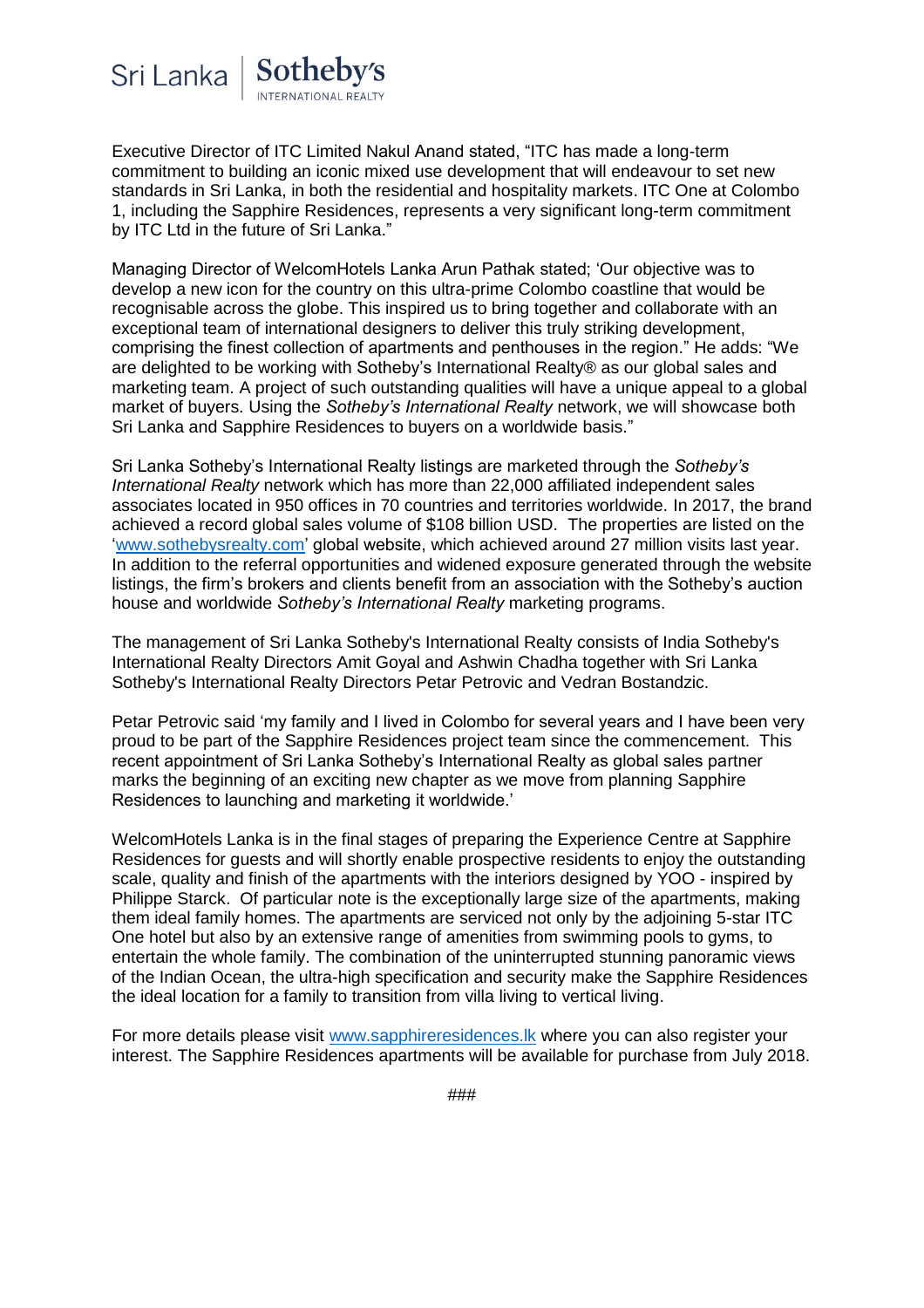Executive Director of ITC Limited Nakul Anand stated, "ITC has made a long-term commitment to building an iconic mixed use development that will endeavour to set new standards in Sri Lanka, in both the residential and hospitality markets. ITC One at Colombo 1, including the Sapphire Residences, represents a very significant long-term commitment by ITC Ltd in the future of Sri Lanka."

Managing Director of WelcomHotels Lanka Arun Pathak stated; 'Our objective was to develop a new icon for the country on this ultra-prime Colombo coastline that would be recognisable across the globe. This inspired us to bring together and collaborate with an exceptional team of international designers to deliver this truly striking development, comprising the finest collection of apartments and penthouses in the region." He adds: "We are delighted to be working with Sotheby's International Realty® as our global sales and marketing team. A project of such outstanding qualities will have a unique appeal to a global market of buyers. Using the *Sotheby's International Realty* network, we will showcase both Sri Lanka and Sapphire Residences to buyers on a worldwide basis."

Sri Lanka Sotheby's International Realty listings are marketed through the *Sotheby's International Realty* network which has more than 22,000 affiliated independent sales associates located in 950 offices in 70 countries and territories worldwide. In 2017, the brand achieved a record global sales volume of $108 billion USD. The properties are listed on the '[www.sothebysrealty.com](http://www.sothebysrealty.com)' global website, which achieved around 27 million visits last year. In addition to the referral opportunities and widened exposure generated through the website listings, the firm's brokers and clients benefit from an association with the Sotheby's auction house and worldwide *Sotheby's International Realty* marketing programs.

The management of Sri Lanka Sotheby's International Realty consists of India Sotheby's International Realty Directors Amit Goyal and Ashwin Chadha together with Sri Lanka Sotheby's International Realty Directors Petar Petrovic and Vedran Bostandzic.

Petar Petrovic said 'my family and I lived in Colombo for several years and I have been very proud to be part of the Sapphire Residences project team since the commencement. This recent appointment of Sri Lanka Sotheby's International Realty as global sales partner marks the beginning of an exciting new chapter as we move from planning Sapphire Residences to launching and marketing it worldwide.'

WelcomHotels Lanka is in the final stages of preparing the Experience Centre at Sapphire Residences for guests and will shortly enable prospective residents to enjoy the outstanding scale, quality and finish of the apartments with the interiors designed by YOO - inspired by Philippe Starck. Of particular note is the exceptionally large size of the apartments, making them ideal family homes. The apartments are serviced not only by the adjoining 5-star ITC One hotel but also by an extensive range of amenities from swimming pools to gyms, to entertain the whole family. The combination of the uninterrupted stunning panoramic views of the Indian Ocean, the ultra-high specification and security make the Sapphire Residences the ideal location for a family to transition from villa living to vertical living.

For more details please visit [www.sapphireresidences.lk](http://www.sapphireresidences.lk) where you can also register your interest. The Sapphire Residences apartments will be available for purchase from July 2018.

###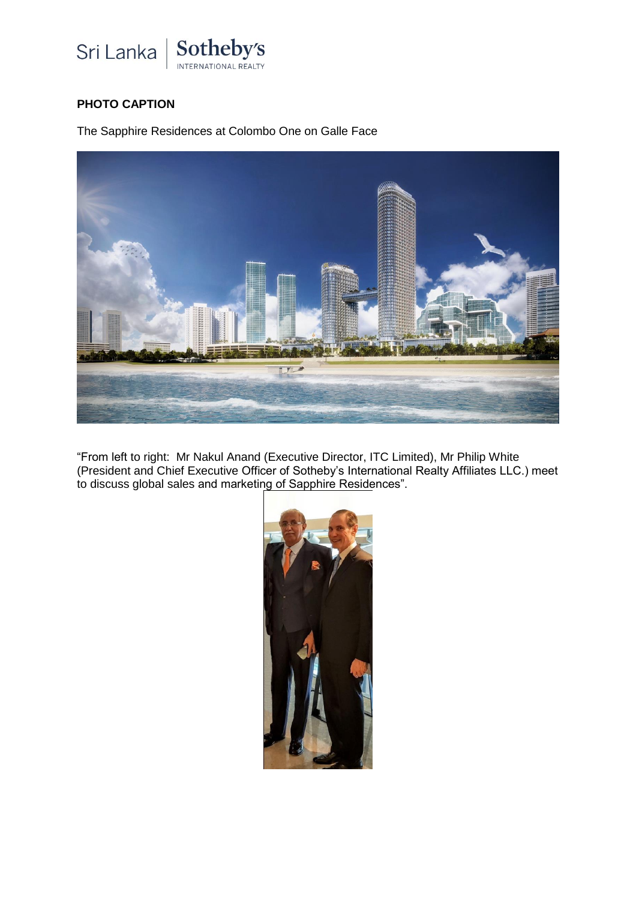**PHOTO CAPTION**

The Sapphire Residences at Colombo One on Galle Face

“From left to right: Mr Nakul Anand (Executive Director, ITC Limited), Mr Philip White (President and Chief Executive Officer of Sotheby’s International Realty Affiliates LLC.) meet to discuss global sales and marketing of Sapphire Residences”.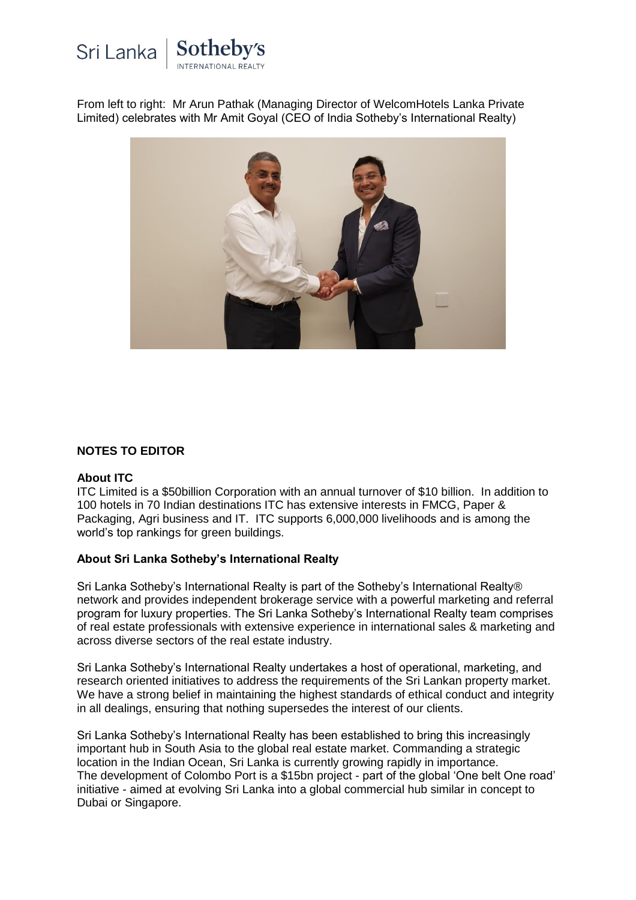From left to right: Mr Arun Pathak (Managing Director of WelcomHotels Lanka Private Limited) celebrates with Mr Amit Goyal (CEO of India Sotheby's International Realty)

**NOTES TO EDITOR**

**About ITC**

ITC Limited is a $50billion Corporation with an annual turnover of $10 billion. In addition to 100 hotels in 70 Indian destinations ITC has extensive interests in FMCG, Paper & Packaging, Agri business and IT. ITC supports 6,000,000 livelihoods and is among the world's top rankings for green buildings.

**About Sri Lanka Sotheby's International Realty**

Sri Lanka Sotheby's International Realty is part of the Sotheby's International Realty® network and provides independent brokerage service with a powerful marketing and referral program for luxury properties. The Sri Lanka Sotheby's International Realty team comprises of real estate professionals with extensive experience in international sales & marketing and across diverse sectors of the real estate industry.

Sri Lanka Sotheby's International Realty undertakes a host of operational, marketing, and research oriented initiatives to address the requirements of the Sri Lankan property market. We have a strong belief in maintaining the highest standards of ethical conduct and integrity in all dealings, ensuring that nothing supersedes the interest of our clients.

Sri Lanka Sotheby's International Realty has been established to bring this increasingly important hub in South Asia to the global real estate market. Commanding a strategic location in the Indian Ocean, Sri Lanka is currently growing rapidly in importance. The development of Colombo Port is a $15bn project - part of the global 'One belt One road' initiative - aimed at evolving Sri Lanka into a global commercial hub similar in concept to Dubai or Singapore.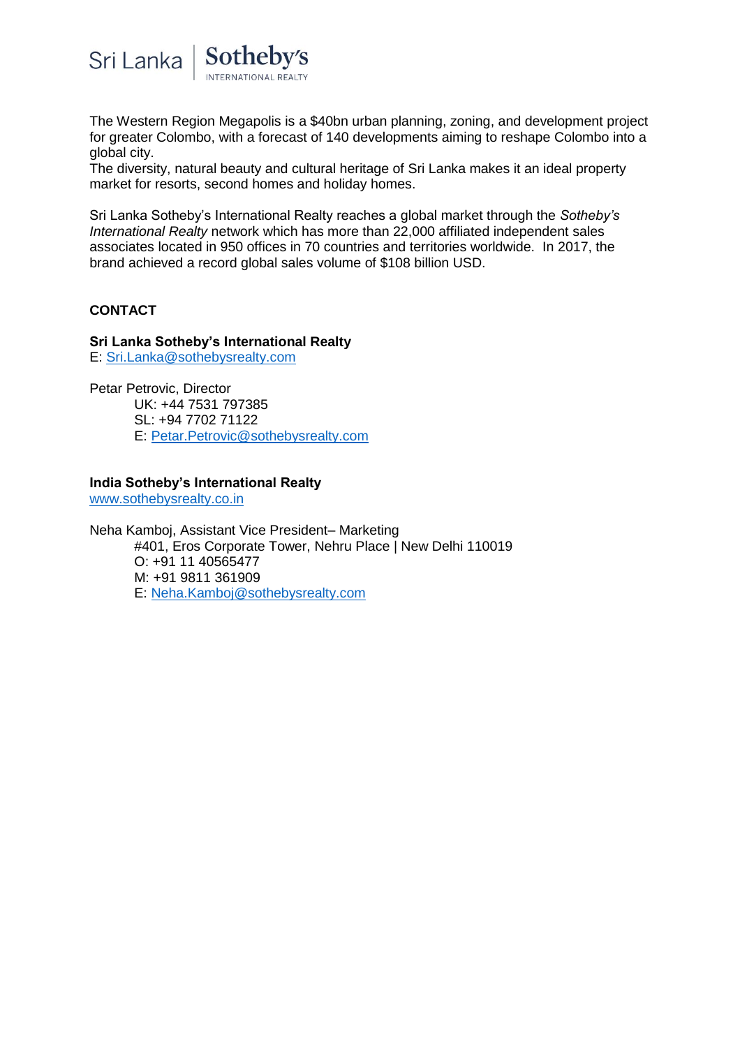The Western Region Megapolis is a $40bn urban planning, zoning, and development project for greater Colombo, with a forecast of 140 developments aiming to reshape Colombo into a global city.
The diversity, natural beauty and cultural heritage of Sri Lanka makes it an ideal property market for resorts, second homes and holiday homes.

Sri Lanka Sotheby's International Realty reaches a global market through the *Sotheby's International Realty* network which has more than 22,000 affiliated independent sales associates located in 950 offices in 70 countries and territories worldwide. In 2017, the brand achieved a record global sales volume of $108 billion USD.

**CONTACT**

**Sri Lanka Sotheby's International Realty**
E: Sri.Lanka@sothebysrealty.com

Petar Petrovic, Director
UK: +44 7531 797385
SL: +94 7702 71122
E: Petar.Petrovic@sothebysrealty.com

**India Sotheby's International Realty**
www.sothebysrealty.co.in

Neha Kamboj, Assistant Vice President– Marketing
#401, Eros Corporate Tower, Nehru Place | New Delhi 110019
O: +91 11 40565477
M: +91 9811 361909
E: Neha.Kamboj@sothebysrealty.com